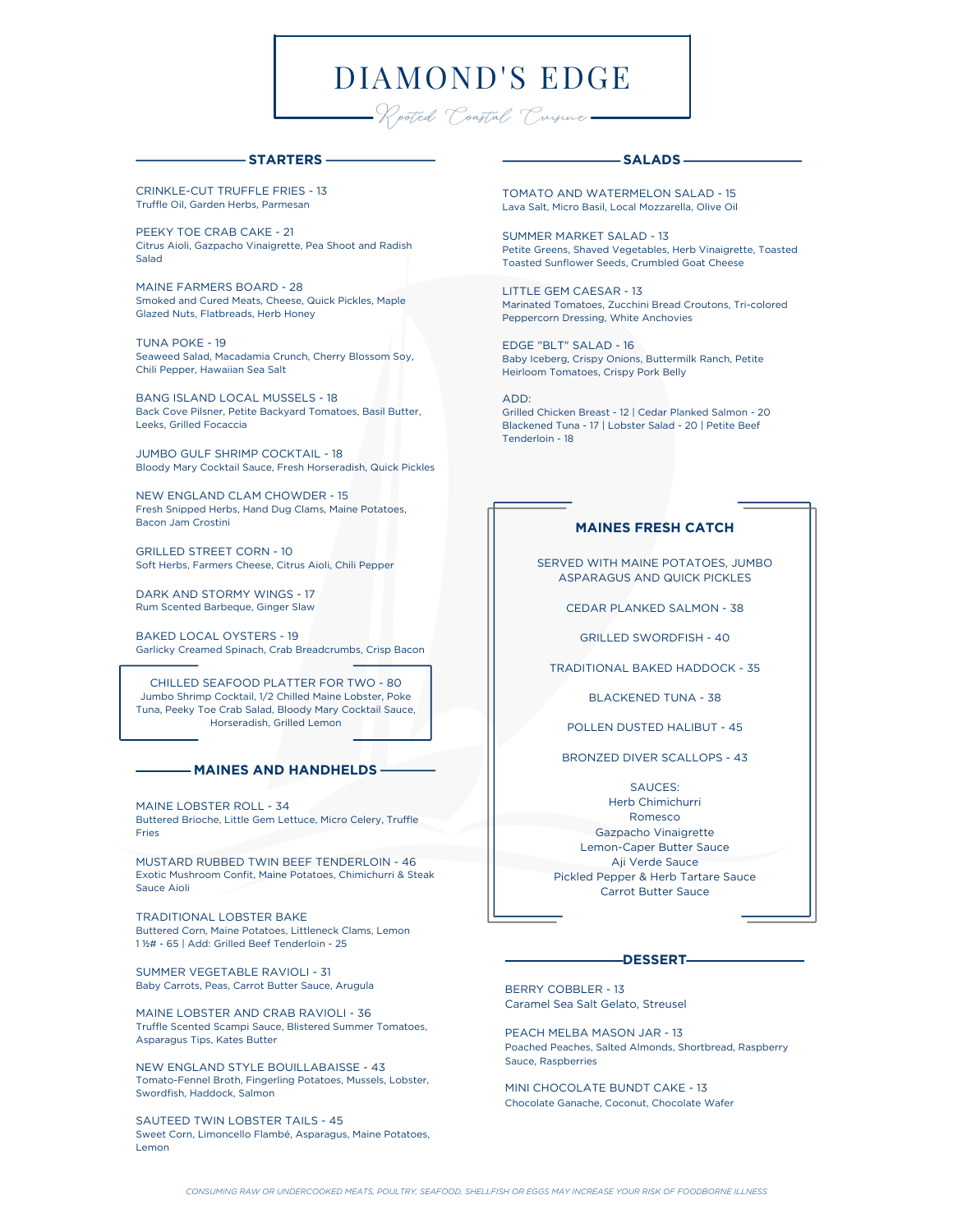# DIAMOND'S EDGE

*Rooted Coastal Cuisine*

## STARTERS

CRINKLE-CUT TRUFFLE FRIES - 13
Truffle Oil, Garden Herbs, Parmesan

PEEKY TOE CRAB CAKE - 21
Citrus Aioli, Gazpacho Vinaigrette, Pea Shoot and Radish Salad

MAINE FARMERS BOARD - 28
Smoked and Cured Meats, Cheese, Quick Pickles, Maple Glazed Nuts, Flatbreads, Herb Honey

TUNA POKE - 19
Seaweed Salad, Macadamia Crunch, Cherry Blossom Soy, Chili Pepper, Hawaiian Sea Salt

BANG ISLAND LOCAL MUSSELS - 18
Back Cove Pilsner, Petite Backyard Tomatoes, Basil Butter, Leeks, Grilled Focaccia

JUMBO GULF SHRIMP COCKTAIL - 18
Bloody Mary Cocktail Sauce, Fresh Horseradish, Quick Pickles

NEW ENGLAND CLAM CHOWDER - 15
Fresh Snipped Herbs, Hand Dug Clams, Maine Potatoes, Bacon Jam Crostini

GRILLED STREET CORN - 10
Soft Herbs, Farmers Cheese, Citrus Aioli, Chili Pepper

DARK AND STORMY WINGS - 17
Rum Scented Barbeque, Ginger Slaw

BAKED LOCAL OYSTERS - 19
Garlicky Creamed Spinach, Crab Breadcrumbs, Crisp Bacon

CHILLED SEAFOOD PLATTER FOR TWO - 80
Jumbo Shrimp Cocktail, 1/2 Chilled Maine Lobster, Poke Tuna, Peeky Toe Crab Salad, Bloody Mary Cocktail Sauce, Horseradish, Grilled Lemon

## MAINES AND HANDHELDS

MAINE LOBSTER ROLL - 34
Buttered Brioche, Little Gem Lettuce, Micro Celery, Truffle Fries

MUSTARD RUBBED TWIN BEEF TENDERLOIN - 46
Exotic Mushroom Confit, Maine Potatoes, Chimichurri & Steak Sauce Aioli

TRADITIONAL LOBSTER BAKE
Buttered Corn, Maine Potatoes, Littleneck Clams, Lemon
1 ½# - 65 | Add: Grilled Beef Tenderloin - 25

SUMMER VEGETABLE RAVIOLI - 31
Baby Carrots, Peas, Carrot Butter Sauce, Arugula

MAINE LOBSTER AND CRAB RAVIOLI - 36
Truffle Scented Scampi Sauce, Blistered Summer Tomatoes, Asparagus Tips, Kates Butter

NEW ENGLAND STYLE BOUILLABAISSE - 43
Tomato-Fennel Broth, Fingerling Potatoes, Mussels, Lobster, Swordfish, Haddock, Salmon

SAUTEED TWIN LOBSTER TAILS - 45
Sweet Corn, Limoncello Flambé, Asparagus, Maine Potatoes, Lemon

## SALADS

TOMATO AND WATERMELON SALAD - 15
Lava Salt, Micro Basil, Local Mozzarella, Olive Oil

SUMMER MARKET SALAD - 13
Petite Greens, Shaved Vegetables, Herb Vinaigrette, Toasted Toasted Sunflower Seeds, Crumbled Goat Cheese

LITTLE GEM CAESAR - 13
Marinated Tomatoes, Zucchini Bread Croutons, Tri-colored Peppercorn Dressing, White Anchovies

EDGE "BLT" SALAD - 16
Baby Iceberg, Crispy Onions, Buttermilk Ranch, Petite Heirloom Tomatoes, Crispy Pork Belly

ADD:
Grilled Chicken Breast - 12 | Cedar Planked Salmon - 20
Blackened Tuna - 17 | Lobster Salad - 20 | Petite Beef Tenderloin - 18

## MAINES FRESH CATCH

SERVED WITH MAINE POTATOES, JUMBO ASPARAGUS AND QUICK PICKLES

CEDAR PLANKED SALMON - 38

GRILLED SWORDFISH - 40

TRADITIONAL BAKED HADDOCK - 35

BLACKENED TUNA - 38

POLLEN DUSTED HALIBUT - 45

BRONZED DIVER SCALLOPS - 43

SAUCES:
Herb Chimichurri
Romesco
Gazpacho Vinaigrette
Lemon-Caper Butter Sauce
Aji Verde Sauce
Pickled Pepper & Herb Tartare Sauce
Carrot Butter Sauce

## DESSERT

BERRY COBBLER - 13
Caramel Sea Salt Gelato, Streusel

PEACH MELBA MASON JAR - 13
Poached Peaches, Salted Almonds, Shortbread, Raspberry Sauce, Raspberries

MINI CHOCOLATE BUNDT CAKE - 13
Chocolate Ganache, Coconut, Chocolate Wafer

*CONSUMING RAW OR UNDERCOOKED MEATS, POULTRY, SEAFOOD, SHELLFISH OR EGGS MAY INCREASE YOUR RISK OF FOODBORNE ILLNESS*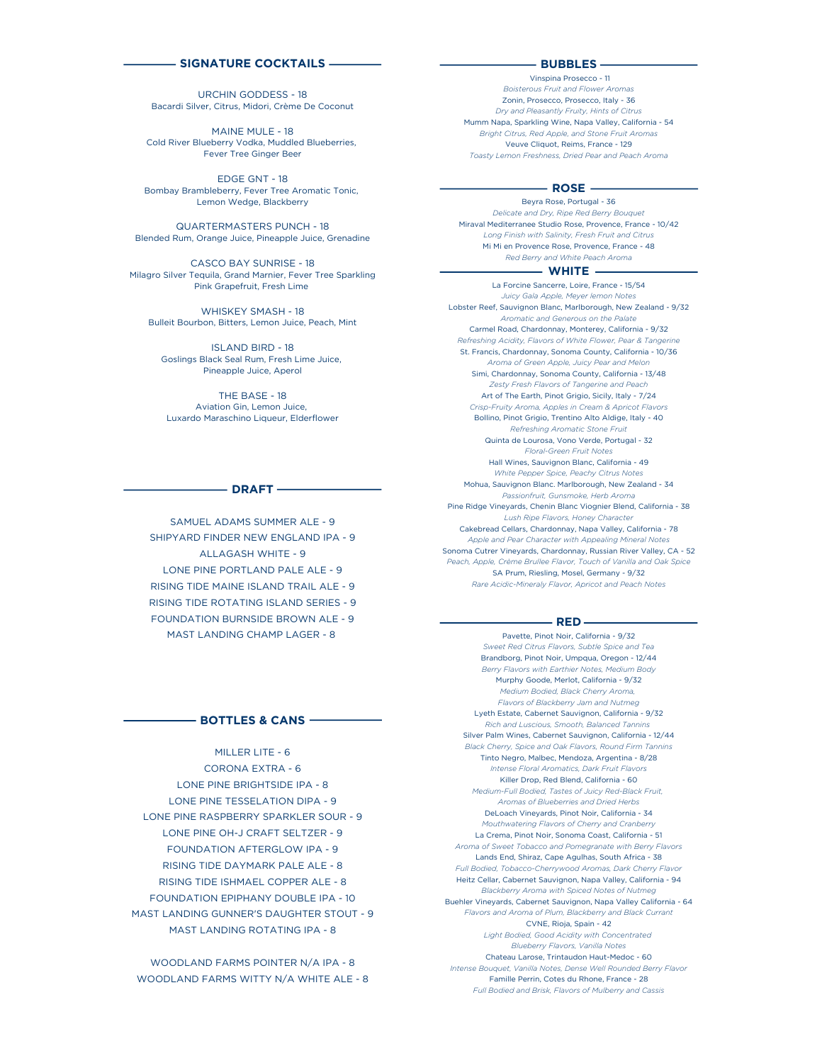## SIGNATURE COCKTAILS

URCHIN GODDESS - 18
Bacardi Silver, Citrus, Midori, Crème De Coconut

MAINE MULE - 18
Cold River Blueberry Vodka, Muddled Blueberries, Fever Tree Ginger Beer

EDGE GNT - 18
Bombay Brambleberry, Fever Tree Aromatic Tonic, Lemon Wedge, Blackberry

QUARTERMASTERS PUNCH - 18
Blended Rum, Orange Juice, Pineapple Juice, Grenadine

CASCO BAY SUNRISE - 18
Milagro Silver Tequila, Grand Marnier, Fever Tree Sparkling Pink Grapefruit, Fresh Lime

WHISKEY SMASH - 18
Bulleit Bourbon, Bitters, Lemon Juice, Peach, Mint

ISLAND BIRD - 18
Goslings Black Seal Rum, Fresh Lime Juice, Pineapple Juice, Aperol

THE BASE - 18
Aviation Gin, Lemon Juice, Luxardo Maraschino Liqueur, Elderflower

## DRAFT

SAMUEL ADAMS SUMMER ALE - 9
SHIPYARD FINDER NEW ENGLAND IPA - 9
ALLAGASH WHITE - 9
LONE PINE PORTLAND PALE ALE - 9
RISING TIDE MAINE ISLAND TRAIL ALE - 9
RISING TIDE ROTATING ISLAND SERIES - 9
FOUNDATION BURNSIDE BROWN ALE - 9
MAST LANDING CHAMP LAGER - 8

## BOTTLES & CANS

MILLER LITE - 6
CORONA EXTRA - 6
LONE PINE BRIGHTSIDE IPA - 8
LONE PINE TESSELATION DIPA - 9
LONE PINE RASPBERRY SPARKLER SOUR - 9
LONE PINE OH-J CRAFT SELTZER - 9
FOUNDATION AFTERGLOW IPA - 9
RISING TIDE DAYMARK PALE ALE - 8
RISING TIDE ISHMAEL COPPER ALE - 8
FOUNDATION EPIPHANY DOUBLE IPA - 10
MAST LANDING GUNNER'S DAUGHTER STOUT - 9
MAST LANDING ROTATING IPA - 8

WOODLAND FARMS POINTER N/A IPA - 8
WOODLAND FARMS WITTY N/A WHITE ALE - 8

## BUBBLES

Vinspina Prosecco - 11
*Boisterous Fruit and Flower Aromas*

Zonin, Prosecco, Prosecco, Italy - 36
*Dry and Pleasantly Fruity, Hints of Citrus*

Mumm Napa, Sparkling Wine, Napa Valley, California - 54
*Bright Citrus, Red Apple, and Stone Fruit Aromas*

Veuve Cliquot, Reims, France - 129
*Toasty Lemon Freshness, Dried Pear and Peach Aroma*

## ROSE

Beyra Rose, Portugal - 36
*Delicate and Dry, Ripe Red Berry Bouquet*

Miraval Mediterranee Studio Rose, Provence, France - 10/42
*Long Finish with Salinity, Fresh Fruit and Citrus*

Mi Mi en Provence Rose, Provence, France - 48
*Red Berry and White Peach Aroma*

## WHITE

La Forcine Sancerre, Loire, France - 15/54
*Juicy Gala Apple, Meyer lemon Notes*

Lobster Reef, Sauvignon Blanc, Marlborough, New Zealand - 9/32
*Aromatic and Generous on the Palate*

Carmel Road, Chardonnay, Monterey, California - 9/32
*Refreshing Acidity, Flavors of White Flower, Pear & Tangerine*

St. Francis, Chardonnay, Sonoma County, California - 10/36
*Aroma of Green Apple, Juicy Pear and Melon*

Simi, Chardonnay, Sonoma County, California - 13/48
*Zesty Fresh Flavors of Tangerine and Peach*

Art of The Earth, Pinot Grigio, Sicily, Italy - 7/24
*Crisp-Fruity Aroma, Apples in Cream & Apricot Flavors*

Bollino, Pinot Grigio, Trentino Alto Aldige, Italy - 40
*Refreshing Aromatic Stone Fruit*

Quinta de Lourosa, Vono Verde, Portugal - 32
*Floral-Green Fruit Notes*

Hall Wines, Sauvignon Blanc, California - 49
*White Pepper Spice, Peachy Citrus Notes*

Mohua, Sauvignon Blanc. Marlborough, New Zealand - 34
*Passionfruit, Gunsmoke, Herb Aroma*

Pine Ridge Vineyards, Chenin Blanc Viognier Blend, California - 38
*Lush Ripe Flavors, Honey Character*

Cakebread Cellars, Chardonnay, Napa Valley, California - 78
*Apple and Pear Character with Appealing Mineral Notes*

Sonoma Cutrer Vineyards, Chardonnay, Russian River Valley, CA - 52
*Peach, Apple, Crème Brullee Flavor, Touch of Vanilla and Oak Spice*

SA Prum, Riesling, Mosel, Germany - 9/32
*Rare Acidic-Mineraly Flavor, Apricot and Peach Notes*

## RED

Pavette, Pinot Noir, California - 9/32
*Sweet Red Citrus Flavors, Subtle Spice and Tea*

Brandborg, Pinot Noir, Umpqua, Oregon - 12/44
*Berry Flavors with Earthier Notes, Medium Body*

Murphy Goode, Merlot, California - 9/32
*Medium Bodied, Black Cherry Aroma, Flavors of Blackberry Jam and Nutmeg*

Lyeth Estate, Cabernet Sauvignon, California - 9/32
*Rich and Luscious, Smooth, Balanced Tannins*

Silver Palm Wines, Cabernet Sauvignon, California - 12/44
*Black Cherry, Spice and Oak Flavors, Round Firm Tannins*

Tinto Negro, Malbec, Mendoza, Argentina - 8/28
*Intense Floral Aromatics, Dark Fruit Flavors*

Killer Drop, Red Blend, California - 60
*Medium-Full Bodied, Tastes of Juicy Red-Black Fruit, Aromas of Blueberries and Dried Herbs*

DeLoach Vineyards, Pinot Noir, California - 34
*Mouthwatering Flavors of Cherry and Cranberry*

La Crema, Pinot Noir, Sonoma Coast, California - 51
*Aroma of Sweet Tobacco and Pomegranate with Berry Flavors*

Lands End, Shiraz, Cape Agulhas, South Africa - 38
*Full Bodied, Tobacco-Cherrywood Aromas, Dark Cherry Flavor*

Heitz Cellar, Cabernet Sauvignon, Napa Valley, California - 94
*Blackberry Aroma with Spiced Notes of Nutmeg*

Buehler Vineyards, Cabernet Sauvignon, Napa Valley California - 64
*Flavors and Aroma of Plum, Blackberry and Black Currant*

CVNE, Rioja, Spain - 42
*Light Bodied, Good Acidity with Concentrated Blueberry Flavors, Vanilla Notes*

Chateau Larose, Trintaudon Haut-Medoc - 60
*Intense Bouquet, Vanilla Notes, Dense Well Rounded Berry Flavor*

Famille Perrin, Cotes du Rhone, France - 28
*Full Bodied and Brisk, Flavors of Mulberry and Cassis*